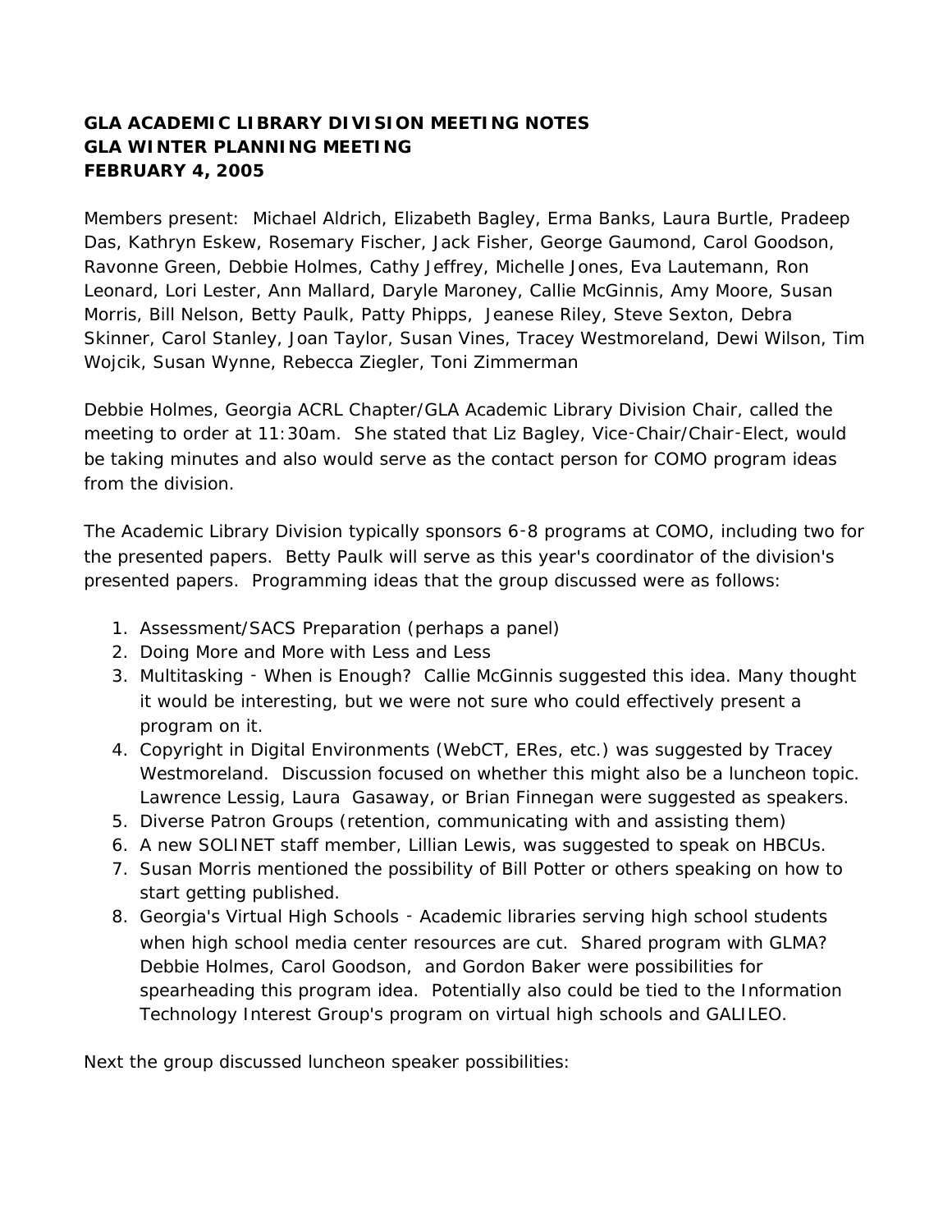**GLA ACADEMIC LIBRARY DIVISION MEETING NOTES**
**GLA WINTER PLANNING MEETING**
**FEBRUARY 4, 2005**

Members present: Michael Aldrich, Elizabeth Bagley, Erma Banks, Laura Burtle, Pradeep Das, Kathryn Eskew, Rosemary Fischer, Jack Fisher, George Gaumond, Carol Goodson, Ravonne Green, Debbie Holmes, Cathy Jeffrey, Michelle Jones, Eva Lautemann, Ron Leonard, Lori Lester, Ann Mallard, Daryle Maroney, Callie McGinnis, Amy Moore, Susan Morris, Bill Nelson, Betty Paulk, Patty Phipps, Jeanese Riley, Steve Sexton, Debra Skinner, Carol Stanley, Joan Taylor, Susan Vines, Tracey Westmoreland, Dewi Wilson, Tim Wojcik, Susan Wynne, Rebecca Ziegler, Toni Zimmerman

Debbie Holmes, Georgia ACRL Chapter/GLA Academic Library Division Chair, called the meeting to order at 11:30am. She stated that Liz Bagley, Vice-Chair/Chair-Elect, would be taking minutes and also would serve as the contact person for COMO program ideas from the division.

The Academic Library Division typically sponsors 6-8 programs at COMO, including two for the presented papers. Betty Paulk will serve as this year's coordinator of the division's presented papers. Programming ideas that the group discussed were as follows:

1. Assessment/SACS Preparation (perhaps a panel)
2. Doing More and More with Less and Less
3. Multitasking - When is Enough? Callie McGinnis suggested this idea. Many thought it would be interesting, but we were not sure who could effectively present a program on it.
4. Copyright in Digital Environments (WebCT, ERes, etc.) was suggested by Tracey Westmoreland. Discussion focused on whether this might also be a luncheon topic. Lawrence Lessig, Laura Gasaway, or Brian Finnegan were suggested as speakers.
5. Diverse Patron Groups (retention, communicating with and assisting them)
6. A new SOLINET staff member, Lillian Lewis, was suggested to speak on HBCUs.
7. Susan Morris mentioned the possibility of Bill Potter or others speaking on how to start getting published.
8. Georgia's Virtual High Schools - Academic libraries serving high school students when high school media center resources are cut. Shared program with GLMA? Debbie Holmes, Carol Goodson, and Gordon Baker were possibilities for spearheading this program idea. Potentially also could be tied to the Information Technology Interest Group's program on virtual high schools and GALILEO.

Next the group discussed luncheon speaker possibilities: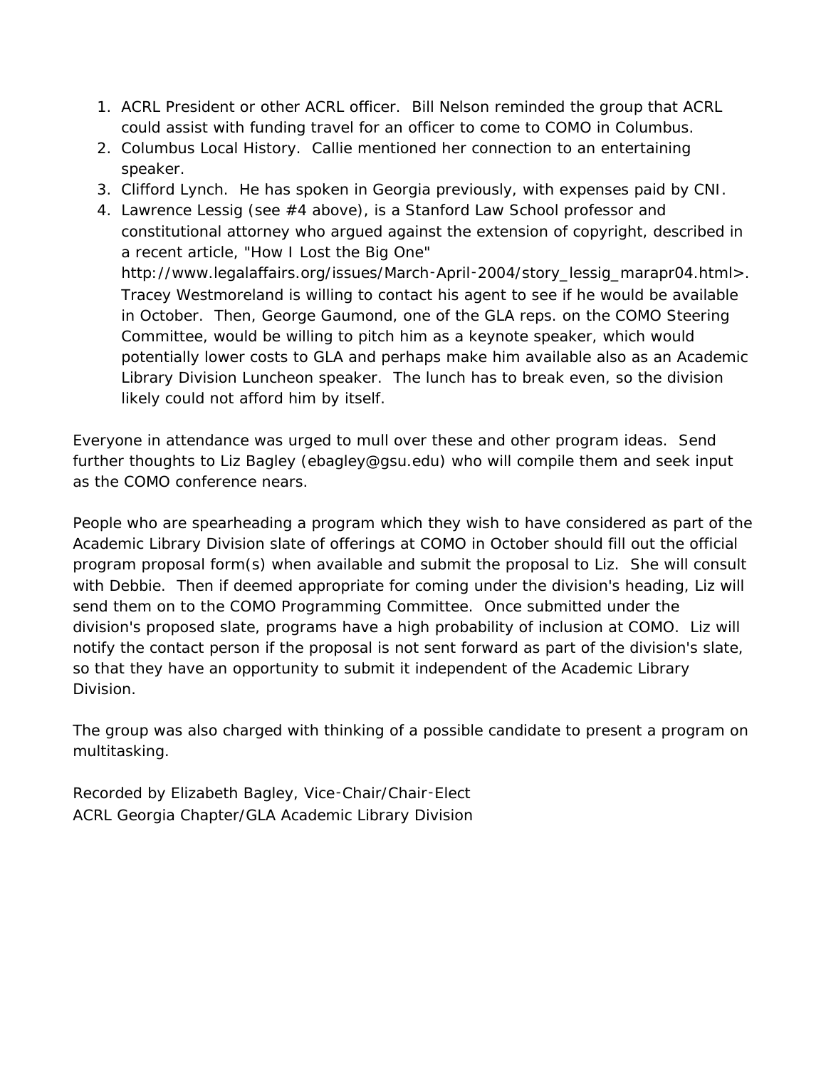1. ACRL President or other ACRL officer. Bill Nelson reminded the group that ACRL could assist with funding travel for an officer to come to COMO in Columbus.
2. Columbus Local History. Callie mentioned her connection to an entertaining speaker.
3. Clifford Lynch. He has spoken in Georgia previously, with expenses paid by CNI.
4. Lawrence Lessig (see #4 above), is a Stanford Law School professor and constitutional attorney who argued against the extension of copyright, described in a recent article, "How I Lost the Big One" http://www.legalaffairs.org/issues/March-April-2004/story_lessig_marapr04.html>. Tracey Westmoreland is willing to contact his agent to see if he would be available in October. Then, George Gaumond, one of the GLA reps. on the COMO Steering Committee, would be willing to pitch him as a keynote speaker, which would potentially lower costs to GLA and perhaps make him available also as an Academic Library Division Luncheon speaker. The lunch has to break even, so the division likely could not afford him by itself.

Everyone in attendance was urged to mull over these and other program ideas. Send further thoughts to Liz Bagley (ebagley@gsu.edu) who will compile them and seek input as the COMO conference nears.

People who are spearheading a program which they wish to have considered as part of the Academic Library Division slate of offerings at COMO in October should fill out the official program proposal form(s) when available and submit the proposal to Liz. She will consult with Debbie. Then if deemed appropriate for coming under the division's heading, Liz will send them on to the COMO Programming Committee. Once submitted under the division's proposed slate, programs have a high probability of inclusion at COMO. Liz will notify the contact person if the proposal is not sent forward as part of the division's slate, so that they have an opportunity to submit it independent of the Academic Library Division.

The group was also charged with thinking of a possible candidate to present a program on multitasking.

Recorded by Elizabeth Bagley, Vice-Chair/Chair-Elect
ACRL Georgia Chapter/GLA Academic Library Division